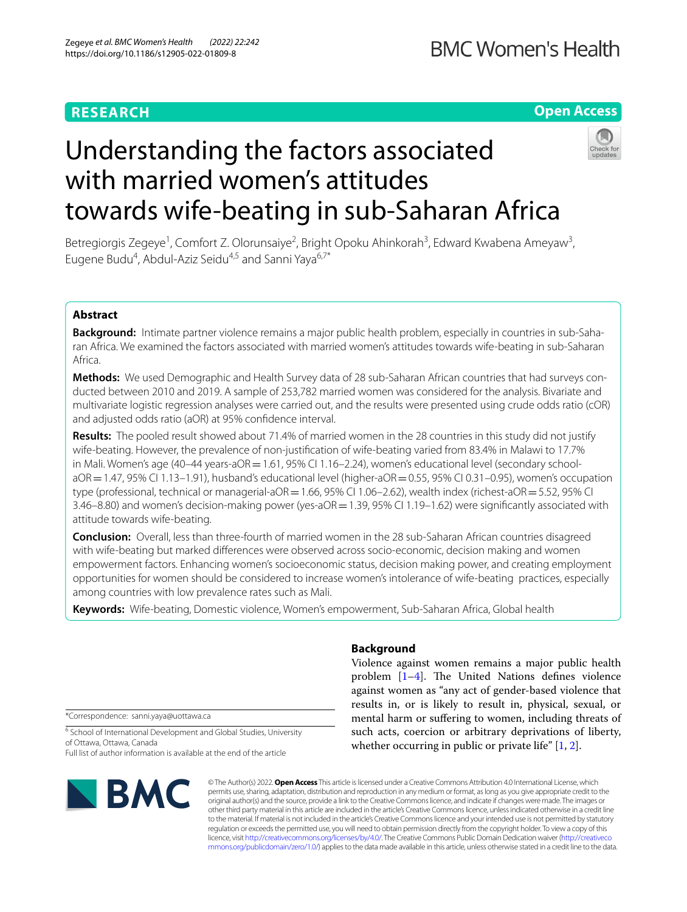# Understanding the factors associated with married women's attitudes towards wife-beating in sub-Saharan Africa

Betregiorgis Zegeye[1], Comfort Z. Olorunsaiye[2], Bright Opoku Ahinkorah[3], Edward Kwabena Ameyaw[3], Eugene Budu[4], Abdul-Aziz Seidu[4,5] and Sanni Yaya[6,7*]

## Abstract

**Background:** Intimate partner violence remains a major public health problem, especially in countries in sub-Saharan Africa. We examined the factors associated with married women's attitudes towards wife-beating in sub-Saharan Africa.

**Methods:** We used Demographic and Health Survey data of 28 sub-Saharan African countries that had surveys conducted between 2010 and 2019. A sample of 253,782 married women was considered for the analysis. Bivariate and multivariate logistic regression analyses were carried out, and the results were presented using crude odds ratio (cOR) and adjusted odds ratio (aOR) at 95% confidence interval.

**Results:** The pooled result showed about 71.4% of married women in the 28 countries in this study did not justify wife-beating. However, the prevalence of non-justification of wife-beating varied from 83.4% in Malawi to 17.7% in Mali. Women's age (40–44 years-aOR = 1.61, 95% CI 1.16–2.24), women's educational level (secondary school-aOR = 1.47, 95% CI 1.13–1.91), husband's educational level (higher-aOR = 0.55, 95% CI 0.31–0.95), women's occupation type (professional, technical or managerial-aOR = 1.66, 95% CI 1.06–2.62), wealth index (richest-aOR = 5.52, 95% CI 3.46–8.80) and women's decision-making power (yes-aOR = 1.39, 95% CI 1.19–1.62) were significantly associated with attitude towards wife-beating.

**Conclusion:** Overall, less than three-fourth of married women in the 28 sub-Saharan African countries disagreed with wife-beating but marked differences were observed across socio-economic, decision making and women empowerment factors. Enhancing women's socioeconomic status, decision making power, and creating employment opportunities for women should be considered to increase women's intolerance of wife-beating practices, especially among countries with low prevalence rates such as Mali.

**Keywords:** Wife-beating, Domestic violence, Women's empowerment, Sub-Saharan Africa, Global health

*Correspondence: sanni.yaya@uottawa.ca

[6] School of International Development and Global Studies, University of Ottawa, Ottawa, Canada

Full list of author information is available at the end of the article

## Background

Violence against women remains a major public health problem [1–4]. The United Nations defines violence against women as "any act of gender-based violence that results in, or is likely to result in, physical, sexual, or mental harm or suffering to women, including threats of such acts, coercion or arbitrary deprivations of liberty, whether occurring in public or private life" [1, 2].

© The Author(s) 2022. **Open Access** This article is licensed under a Creative Commons Attribution 4.0 International License, which permits use, sharing, adaptation, distribution and reproduction in any medium or format, as long as you give appropriate credit to the original author(s) and the source, provide a link to the Creative Commons licence, and indicate if changes were made. The images or other third party material in this article are included in the article's Creative Commons licence, unless indicated otherwise in a credit line to the material. If material is not included in the article's Creative Commons licence and your intended use is not permitted by statutory regulation or exceeds the permitted use, you will need to obtain permission directly from the copyright holder. To view a copy of this licence, visit http://creativecommons.org/licenses/by/4.0/. The Creative Commons Public Domain Dedication waiver (http://creativecommons.org/publicdomain/zero/1.0/) applies to the data made available in this article, unless otherwise stated in a credit line to the data.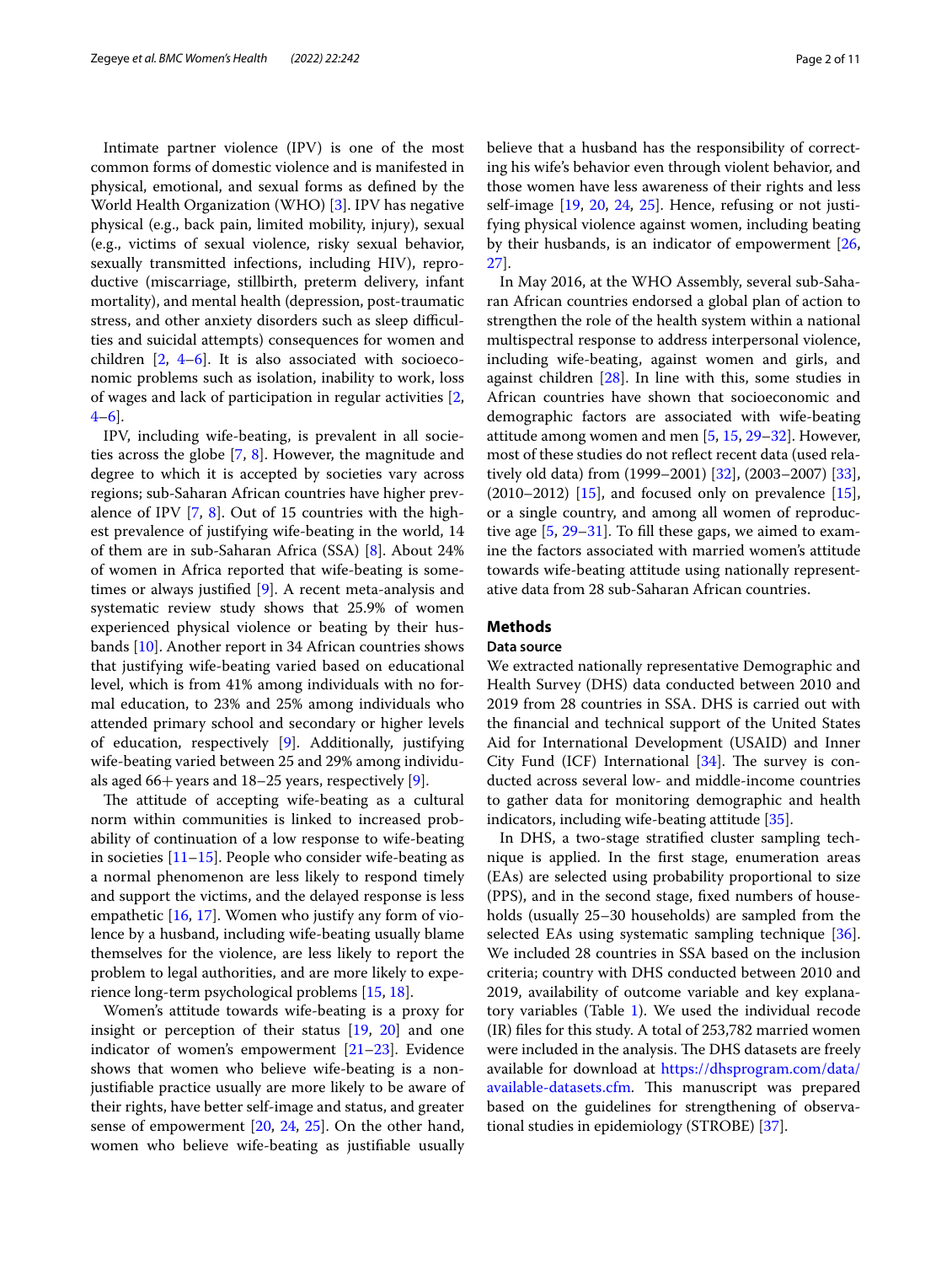Intimate partner violence (IPV) is one of the most common forms of domestic violence and is manifested in physical, emotional, and sexual forms as defined by the World Health Organization (WHO) [3]. IPV has negative physical (e.g., back pain, limited mobility, injury), sexual (e.g., victims of sexual violence, risky sexual behavior, sexually transmitted infections, including HIV), reproductive (miscarriage, stillbirth, preterm delivery, infant mortality), and mental health (depression, post-traumatic stress, and other anxiety disorders such as sleep difficulties and suicidal attempts) consequences for women and children [2, 4–6]. It is also associated with socioeconomic problems such as isolation, inability to work, loss of wages and lack of participation in regular activities [2, 4–6].

IPV, including wife-beating, is prevalent in all societies across the globe [7, 8]. However, the magnitude and degree to which it is accepted by societies vary across regions; sub-Saharan African countries have higher prevalence of IPV [7, 8]. Out of 15 countries with the highest prevalence of justifying wife-beating in the world, 14 of them are in sub-Saharan Africa (SSA) [8]. About 24% of women in Africa reported that wife-beating is sometimes or always justified [9]. A recent meta-analysis and systematic review study shows that 25.9% of women experienced physical violence or beating by their husbands [10]. Another report in 34 African countries shows that justifying wife-beating varied based on educational level, which is from 41% among individuals with no formal education, to 23% and 25% among individuals who attended primary school and secondary or higher levels of education, respectively [9]. Additionally, justifying wife-beating varied between 25 and 29% among individuals aged 66+ years and 18–25 years, respectively [9].

The attitude of accepting wife-beating as a cultural norm within communities is linked to increased probability of continuation of a low response to wife-beating in societies [11–15]. People who consider wife-beating as a normal phenomenon are less likely to respond timely and support the victims, and the delayed response is less empathetic [16, 17]. Women who justify any form of violence by a husband, including wife-beating usually blame themselves for the violence, are less likely to report the problem to legal authorities, and are more likely to experience long-term psychological problems [15, 18].

Women's attitude towards wife-beating is a proxy for insight or perception of their status [19, 20] and one indicator of women's empowerment [21–23]. Evidence shows that women who believe wife-beating is a non-justifiable practice usually are more likely to be aware of their rights, have better self-image and status, and greater sense of empowerment [20, 24, 25]. On the other hand, women who believe wife-beating as justifiable usually believe that a husband has the responsibility of correcting his wife's behavior even through violent behavior, and those women have less awareness of their rights and less self-image [19, 20, 24, 25]. Hence, refusing or not justifying physical violence against women, including beating by their husbands, is an indicator of empowerment [26, 27].

In May 2016, at the WHO Assembly, several sub-Saharan African countries endorsed a global plan of action to strengthen the role of the health system within a national multispectral response to address interpersonal violence, including wife-beating, against women and girls, and against children [28]. In line with this, some studies in African countries have shown that socioeconomic and demographic factors are associated with wife-beating attitude among women and men [5, 15, 29–32]. However, most of these studies do not reflect recent data (used relatively old data) from (1999–2001) [32], (2003–2007) [33], (2010–2012) [15], and focused only on prevalence [15], or a single country, and among all women of reproductive age [5, 29–31]. To fill these gaps, we aimed to examine the factors associated with married women's attitude towards wife-beating attitude using nationally representative data from 28 sub-Saharan African countries.

## Methods

### Data source

We extracted nationally representative Demographic and Health Survey (DHS) data conducted between 2010 and 2019 from 28 countries in SSA. DHS is carried out with the financial and technical support of the United States Aid for International Development (USAID) and Inner City Fund (ICF) International [34]. The survey is conducted across several low- and middle-income countries to gather data for monitoring demographic and health indicators, including wife-beating attitude [35].

In DHS, a two-stage stratified cluster sampling technique is applied. In the first stage, enumeration areas (EAs) are selected using probability proportional to size (PPS), and in the second stage, fixed numbers of households (usually 25–30 households) are sampled from the selected EAs using systematic sampling technique [36]. We included 28 countries in SSA based on the inclusion criteria; country with DHS conducted between 2010 and 2019, availability of outcome variable and key explanatory variables (Table 1). We used the individual recode (IR) files for this study. A total of 253,782 married women were included in the analysis. The DHS datasets are freely available for download at https://dhsprogram.com/data/available-datasets.cfm. This manuscript was prepared based on the guidelines for strengthening of observational studies in epidemiology (STROBE) [37].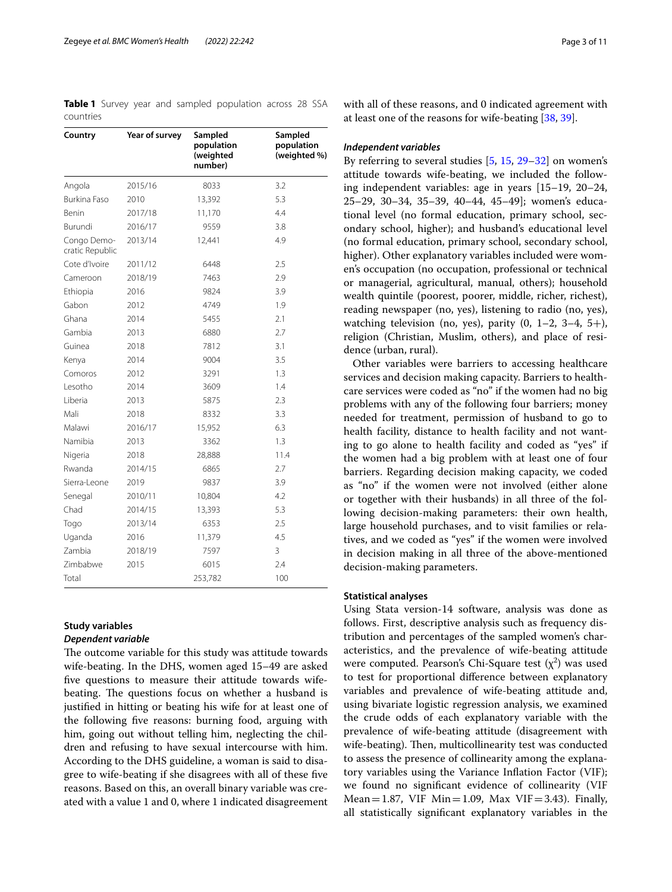**Table 1** Survey year and sampled population across 28 SSA countries

| Country | Year of survey | Sampled population (weighted number) | Sampled population (weighted %) |
|---|---|---|---|
| Angola | 2015/16 | 8033 | 3.2 |
| Burkina Faso | 2010 | 13,392 | 5.3 |
| Benin | 2017/18 | 11,170 | 4.4 |
| Burundi | 2016/17 | 9559 | 3.8 |
| Congo Democratic Republic | 2013/14 | 12,441 | 4.9 |
| Cote d'Ivoire | 2011/12 | 6448 | 2.5 |
| Cameroon | 2018/19 | 7463 | 2.9 |
| Ethiopia | 2016 | 9824 | 3.9 |
| Gabon | 2012 | 4749 | 1.9 |
| Ghana | 2014 | 5455 | 2.1 |
| Gambia | 2013 | 6880 | 2.7 |
| Guinea | 2018 | 7812 | 3.1 |
| Kenya | 2014 | 9004 | 3.5 |
| Comoros | 2012 | 3291 | 1.3 |
| Lesotho | 2014 | 3609 | 1.4 |
| Liberia | 2013 | 5875 | 2.3 |
| Mali | 2018 | 8332 | 3.3 |
| Malawi | 2016/17 | 15,952 | 6.3 |
| Namibia | 2013 | 3362 | 1.3 |
| Nigeria | 2018 | 28,888 | 11.4 |
| Rwanda | 2014/15 | 6865 | 2.7 |
| Sierra-Leone | 2019 | 9837 | 3.9 |
| Senegal | 2010/11 | 10,804 | 4.2 |
| Chad | 2014/15 | 13,393 | 5.3 |
| Togo | 2013/14 | 6353 | 2.5 |
| Uganda | 2016 | 11,379 | 4.5 |
| Zambia | 2018/19 | 7597 | 3 |
| Zimbabwe | 2015 | 6015 | 2.4 |
| Total | | 253,782 | 100 |

## Study variables

### *Dependent variable*

The outcome variable for this study was attitude towards wife-beating. In the DHS, women aged 15–49 are asked five questions to measure their attitude towards wife-beating. The questions focus on whether a husband is justified in hitting or beating his wife for at least one of the following five reasons: burning food, arguing with him, going out without telling him, neglecting the children and refusing to have sexual intercourse with him. According to the DHS guideline, a woman is said to disagree to wife-beating if she disagrees with all of these five reasons. Based on this, an overall binary variable was created with a value 1 and 0, where 1 indicated disagreement with all of these reasons, and 0 indicated agreement with at least one of the reasons for wife-beating [38, 39].

### *Independent variables*

By referring to several studies [5, 15, 29–32] on women's attitude towards wife-beating, we included the following independent variables: age in years [15–19, 20–24, 25–29, 30–34, 35–39, 40–44, 45–49]; women's educational level (no formal education, primary school, secondary school, higher); and husband's educational level (no formal education, primary school, secondary school, higher). Other explanatory variables included were women's occupation (no occupation, professional or technical or managerial, agricultural, manual, others); household wealth quintile (poorest, poorer, middle, richer, richest), reading newspaper (no, yes), listening to radio (no, yes), watching television (no, yes), parity (0, 1–2, 3–4, 5+), religion (Christian, Muslim, others), and place of residence (urban, rural).

Other variables were barriers to accessing healthcare services and decision making capacity. Barriers to healthcare services were coded as "no" if the women had no big problems with any of the following four barriers; money needed for treatment, permission of husband to go to health facility, distance to health facility and not wanting to go alone to health facility and coded as "yes" if the women had a big problem with at least one of four barriers. Regarding decision making capacity, we coded as "no" if the women were not involved (either alone or together with their husbands) in all three of the following decision-making parameters: their own health, large household purchases, and to visit families or relatives, and we coded as "yes" if the women were involved in decision making in all three of the above-mentioned decision-making parameters.

### Statistical analyses

Using Stata version-14 software, analysis was done as follows. First, descriptive analysis such as frequency distribution and percentages of the sampled women's characteristics, and the prevalence of wife-beating attitude were computed. Pearson's Chi-Square test ($\chi^2$) was used to test for proportional difference between explanatory variables and prevalence of wife-beating attitude and, using bivariate logistic regression analysis, we examined the crude odds of each explanatory variable with the prevalence of wife-beating attitude (disagreement with wife-beating). Then, multicollinearity test was conducted to assess the presence of collinearity among the explanatory variables using the Variance Inflation Factor (VIF); we found no significant evidence of collinearity (VIF Mean = 1.87, VIF Min = 1.09, Max VIF = 3.43). Finally, all statistically significant explanatory variables in the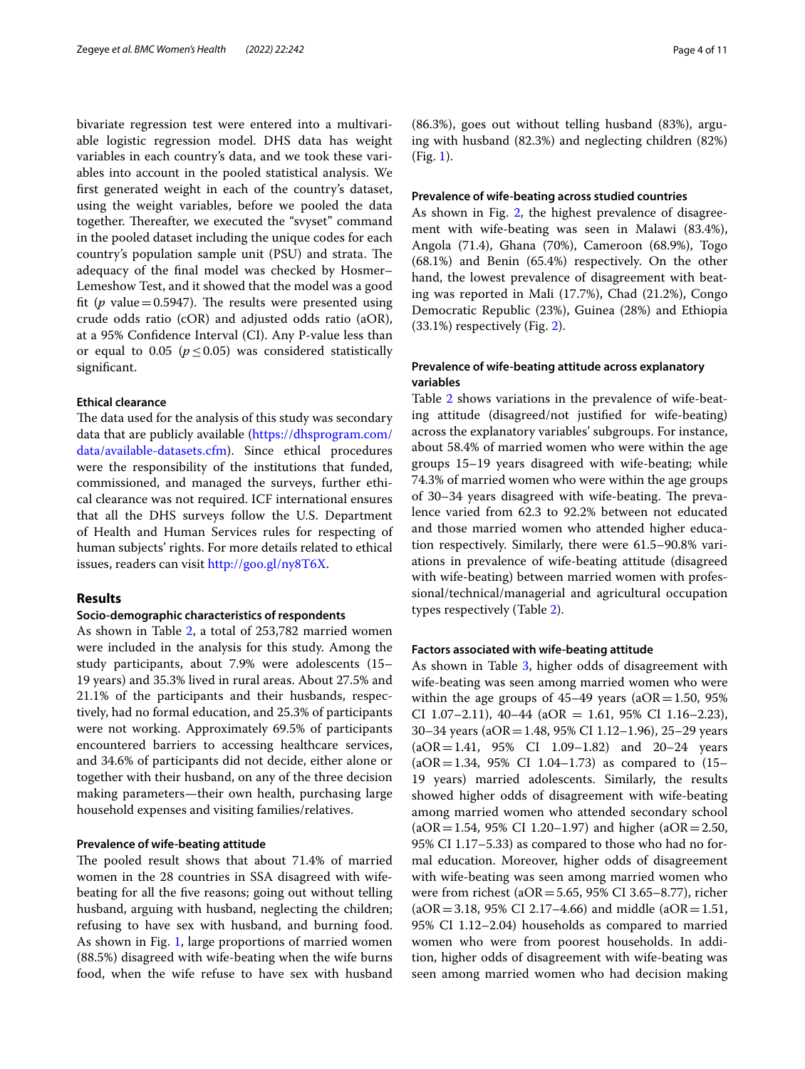bivariate regression test were entered into a multivariable logistic regression model. DHS data has weight variables in each country's data, and we took these variables into account in the pooled statistical analysis. We first generated weight in each of the country's dataset, using the weight variables, before we pooled the data together. Thereafter, we executed the "svyset" command in the pooled dataset including the unique codes for each country's population sample unit (PSU) and strata. The adequacy of the final model was checked by Hosmer–Lemeshow Test, and it showed that the model was a good fit ($p$ value = 0.5947). The results were presented using crude odds ratio (cOR) and adjusted odds ratio (aOR), at a 95% Confidence Interval (CI). Any P-value less than or equal to 0.05 ($p \leq 0.05$) was considered statistically significant.

### Ethical clearance

The data used for the analysis of this study was secondary data that are publicly available (https://dhsprogram.com/data/available-datasets.cfm). Since ethical procedures were the responsibility of the institutions that funded, commissioned, and managed the surveys, further ethical clearance was not required. ICF international ensures that all the DHS surveys follow the U.S. Department of Health and Human Services rules for respecting of human subjects' rights. For more details related to ethical issues, readers can visit http://goo.gl/ny8T6X.

## Results

### Socio-demographic characteristics of respondents

As shown in Table 2, a total of 253,782 married women were included in the analysis for this study. Among the study participants, about 7.9% were adolescents (15–19 years) and 35.3% lived in rural areas. About 27.5% and 21.1% of the participants and their husbands, respectively, had no formal education, and 25.3% of participants were not working. Approximately 69.5% of participants encountered barriers to accessing healthcare services, and 34.6% of participants did not decide, either alone or together with their husband, on any of the three decision making parameters—their own health, purchasing large household expenses and visiting families/relatives.

### Prevalence of wife-beating attitude

The pooled result shows that about 71.4% of married women in the 28 countries in SSA disagreed with wife-beating for all the five reasons; going out without telling husband, arguing with husband, neglecting the children; refusing to have sex with husband, and burning food. As shown in Fig. 1, large proportions of married women (88.5%) disagreed with wife-beating when the wife burns food, when the wife refuse to have sex with husband (86.3%), goes out without telling husband (83%), arguing with husband (82.3%) and neglecting children (82%) (Fig. 1).

### Prevalence of wife-beating across studied countries

As shown in Fig. 2, the highest prevalence of disagreement with wife-beating was seen in Malawi (83.4%), Angola (71.4), Ghana (70%), Cameroon (68.9%), Togo (68.1%) and Benin (65.4%) respectively. On the other hand, the lowest prevalence of disagreement with beating was reported in Mali (17.7%), Chad (21.2%), Congo Democratic Republic (23%), Guinea (28%) and Ethiopia (33.1%) respectively (Fig. 2).

### Prevalence of wife-beating attitude across explanatory variables

Table 2 shows variations in the prevalence of wife-beating attitude (disagreed/not justified for wife-beating) across the explanatory variables' subgroups. For instance, about 58.4% of married women who were within the age groups 15–19 years disagreed with wife-beating; while 74.3% of married women who were within the age groups of 30–34 years disagreed with wife-beating. The prevalence varied from 62.3 to 92.2% between not educated and those married women who attended higher education respectively. Similarly, there were 61.5–90.8% variations in prevalence of wife-beating attitude (disagreed with wife-beating) between married women with professional/technical/managerial and agricultural occupation types respectively (Table 2).

### Factors associated with wife-beating attitude

As shown in Table 3, higher odds of disagreement with wife-beating was seen among married women who were within the age groups of 45–49 years (aOR = 1.50, 95% CI 1.07–2.11), 40–44 (aOR = 1.61, 95% CI 1.16–2.23), 30–34 years (aOR = 1.48, 95% CI 1.12–1.96), 25–29 years (aOR = 1.41, 95% CI 1.09–1.82) and 20–24 years (aOR = 1.34, 95% CI 1.04–1.73) as compared to (15–19 years) married adolescents. Similarly, the results showed higher odds of disagreement with wife-beating among married women who attended secondary school (aOR = 1.54, 95% CI 1.20–1.97) and higher (aOR = 2.50, 95% CI 1.17–5.33) as compared to those who had no formal education. Moreover, higher odds of disagreement with wife-beating was seen among married women who were from richest (aOR = 5.65, 95% CI 3.65–8.77), richer (aOR = 3.18, 95% CI 2.17–4.66) and middle (aOR = 1.51, 95% CI 1.12–2.04) households as compared to married women who were from poorest households. In addition, higher odds of disagreement with wife-beating was seen among married women who had decision making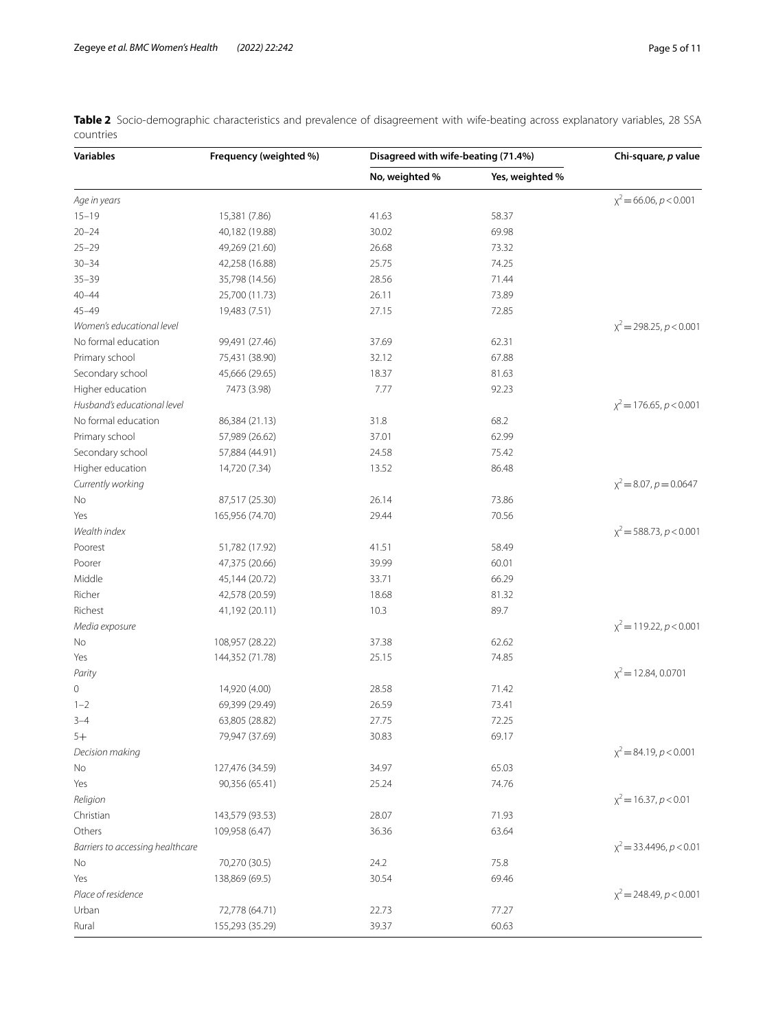**Table 2** Socio-demographic characteristics and prevalence of disagreement with wife-beating across explanatory variables, 28 SSA countries

| Variables | Frequency (weighted %) | Disagreed with wife-beating (71.4%) | | Chi-square, *p* value |
|---|---|---|---|---|
| | | No, weighted % | Yes, weighted % | |
| *Age in years* | | | | $\chi^2 = 66.06$, $p < 0.001$ |
| 15–19 | 15,381 (7.86) | 41.63 | 58.37 | |
| 20–24 | 40,182 (19.88) | 30.02 | 69.98 | |
| 25–29 | 49,269 (21.60) | 26.68 | 73.32 | |
| 30–34 | 42,258 (16.88) | 25.75 | 74.25 | |
| 35–39 | 35,798 (14.56) | 28.56 | 71.44 | |
| 40–44 | 25,700 (11.73) | 26.11 | 73.89 | |
| 45–49 | 19,483 (7.51) | 27.15 | 72.85 | |
| *Women's educational level* | | | | $\chi^2 = 298.25$, $p < 0.001$ |
| No formal education | 99,491 (27.46) | 37.69 | 62.31 | |
| Primary school | 75,431 (38.90) | 32.12 | 67.88 | |
| Secondary school | 45,666 (29.65) | 18.37 | 81.63 | |
| Higher education | 7473 (3.98) | 7.77 | 92.23 | |
| *Husband's educational level* | | | | $\chi^2 = 176.65$, $p < 0.001$ |
| No formal education | 86,384 (21.13) | 31.8 | 68.2 | |
| Primary school | 57,989 (26.62) | 37.01 | 62.99 | |
| Secondary school | 57,884 (44.91) | 24.58 | 75.42 | |
| Higher education | 14,720 (7.34) | 13.52 | 86.48 | |
| *Currently working* | | | | $\chi^2 = 8.07$, $p = 0.0647$ |
| No | 87,517 (25.30) | 26.14 | 73.86 | |
| Yes | 165,956 (74.70) | 29.44 | 70.56 | |
| *Wealth index* | | | | $\chi^2 = 588.73$, $p < 0.001$ |
| Poorest | 51,782 (17.92) | 41.51 | 58.49 | |
| Poorer | 47,375 (20.66) | 39.99 | 60.01 | |
| Middle | 45,144 (20.72) | 33.71 | 66.29 | |
| Richer | 42,578 (20.59) | 18.68 | 81.32 | |
| Richest | 41,192 (20.11) | 10.3 | 89.7 | |
| *Media exposure* | | | | $\chi^2 = 119.22$, $p < 0.001$ |
| No | 108,957 (28.22) | 37.38 | 62.62 | |
| Yes | 144,352 (71.78) | 25.15 | 74.85 | |
| *Parity* | | | | $\chi^2 = 12.84$, 0.0701 |
| 0 | 14,920 (4.00) | 28.58 | 71.42 | |
| 1–2 | 69,399 (29.49) | 26.59 | 73.41 | |
| 3–4 | 63,805 (28.82) | 27.75 | 72.25 | |
| 5+ | 79,947 (37.69) | 30.83 | 69.17 | |
| *Decision making* | | | | $\chi^2 = 84.19$, $p < 0.001$ |
| No | 127,476 (34.59) | 34.97 | 65.03 | |
| Yes | 90,356 (65.41) | 25.24 | 74.76 | |
| *Religion* | | | | $\chi^2 = 16.37$, $p < 0.01$ |
| Christian | 143,579 (93.53) | 28.07 | 71.93 | |
| Others | 109,958 (6.47) | 36.36 | 63.64 | |
| *Barriers to accessing healthcare* | | | | $\chi^2 = 33.4496$, $p < 0.01$ |
| No | 70,270 (30.5) | 24.2 | 75.8 | |
| Yes | 138,869 (69.5) | 30.54 | 69.46 | |
| *Place of residence* | | | | $\chi^2 = 248.49$, $p < 0.001$ |
| Urban | 72,778 (64.71) | 22.73 | 77.27 | |
| Rural | 155,293 (35.29) | 39.37 | 60.63 | |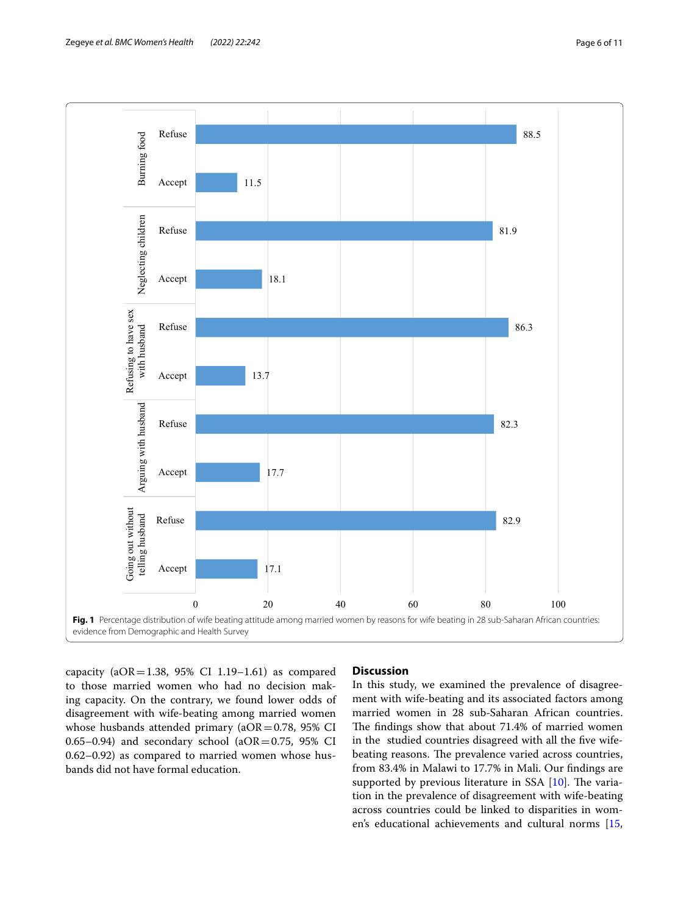Burning food

Refuse 88.5

Accept 11.5

Neglecting children

Refuse 81.9

Accept 18.1

Refusing to have sex with husband

Refuse 86.3

Accept 13.7

Arguing with husband

Refuse 82.3

Accept 17.7

Going out without telling husband

Refuse 82.9

Accept 17.1

0 20 40 60 80 100

**Fig. 1** Percentage distribution of wife beating attitude among married women by reasons for wife beating in 28 sub-Saharan African countries: evidence from Demographic and Health Survey

capacity (aOR = 1.38, 95% CI 1.19–1.61) as compared to those married women who had no decision making capacity. On the contrary, we found lower odds of disagreement with wife-beating among married women whose husbands attended primary (aOR = 0.78, 95% CI 0.65–0.94) and secondary school (aOR = 0.75, 95% CI 0.62–0.92) as compared to married women whose husbands did not have formal education.

## Discussion

In this study, we examined the prevalence of disagreement with wife-beating and its associated factors among married women in 28 sub-Saharan African countries. The findings show that about 71.4% of married women in the studied countries disagreed with all the five wife-beating reasons. The prevalence varied across countries, from 83.4% in Malawi to 17.7% in Mali. Our findings are supported by previous literature in SSA [10]. The variation in the prevalence of disagreement with wife-beating across countries could be linked to disparities in women's educational achievements and cultural norms [15,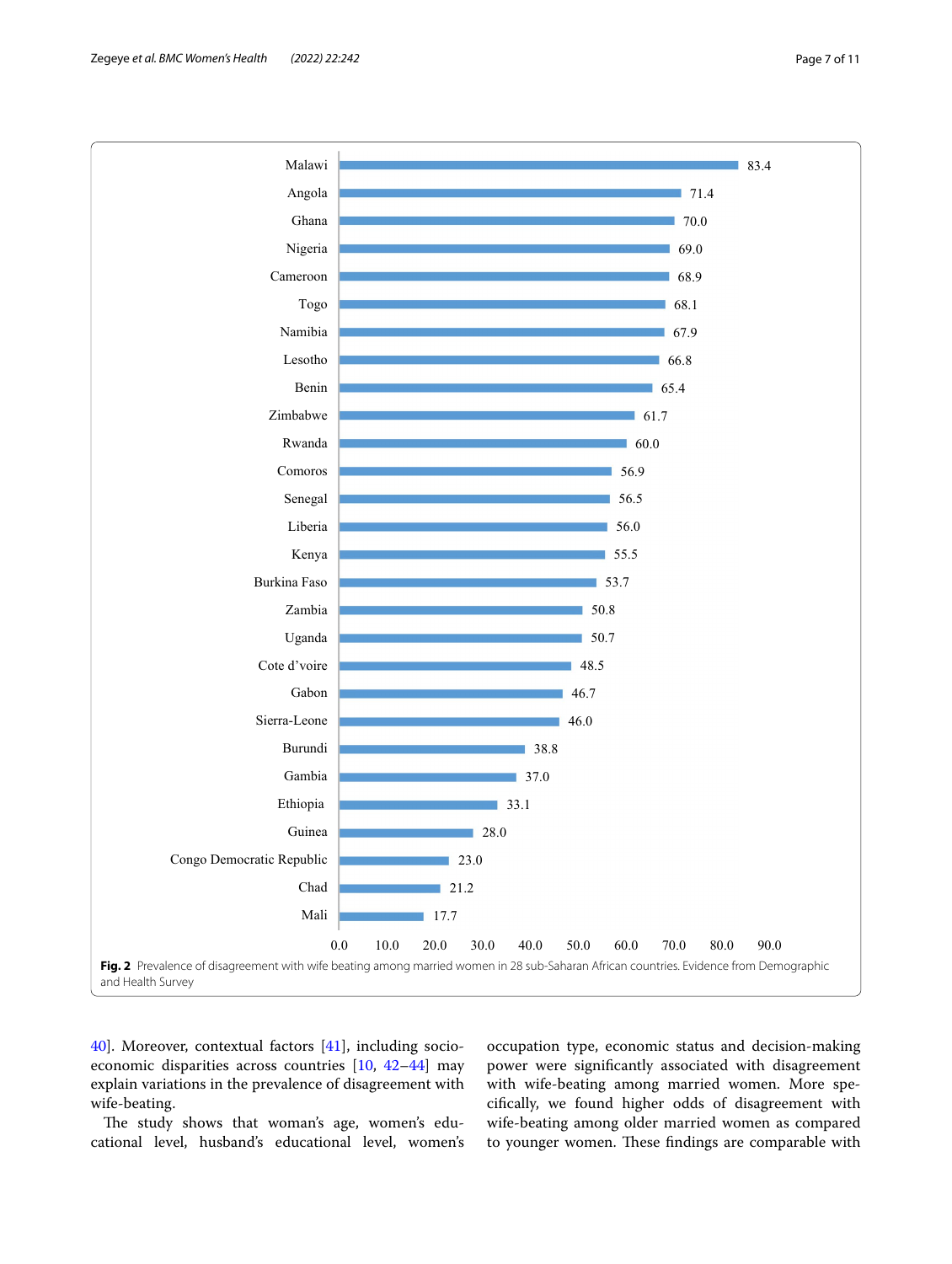Malawi
Angola
Ghana
Nigeria
Cameroon
Togo
Namibia
Lesotho
Benin
Zimbabwe
Rwanda
Comoros
Senegal
Liberia
Kenya
Burkina Faso
Zambia
Uganda
Cote d'voire
Gabon
Sierra-Leone
Burundi
Gambia
Ethiopia
Guinea
Congo Democratic Republic
Chad
Mali

83.4
71.4
70.0
69.0
68.9
68.1
67.9
66.8
65.4
61.7
60.0
56.9
56.5
56.0
55.5
53.7
50.8
50.7
48.5
46.7
46.0
38.8
37.0
33.1
28.0
23.0
21.2
17.7

0.0 10.0 20.0 30.0 40.0 50.0 60.0 70.0 80.0 90.0

**Fig. 2** Prevalence of disagreement with wife beating among married women in 28 sub-Saharan African countries. Evidence from Demographic and Health Survey

40]. Moreover, contextual factors [41], including socio-economic disparities across countries [10, 42–44] may explain variations in the prevalence of disagreement with wife-beating.

The study shows that woman's age, women's educational level, husband's educational level, women's occupation type, economic status and decision-making power were significantly associated with disagreement with wife-beating among married women. More specifically, we found higher odds of disagreement with wife-beating among older married women as compared to younger women. These findings are comparable with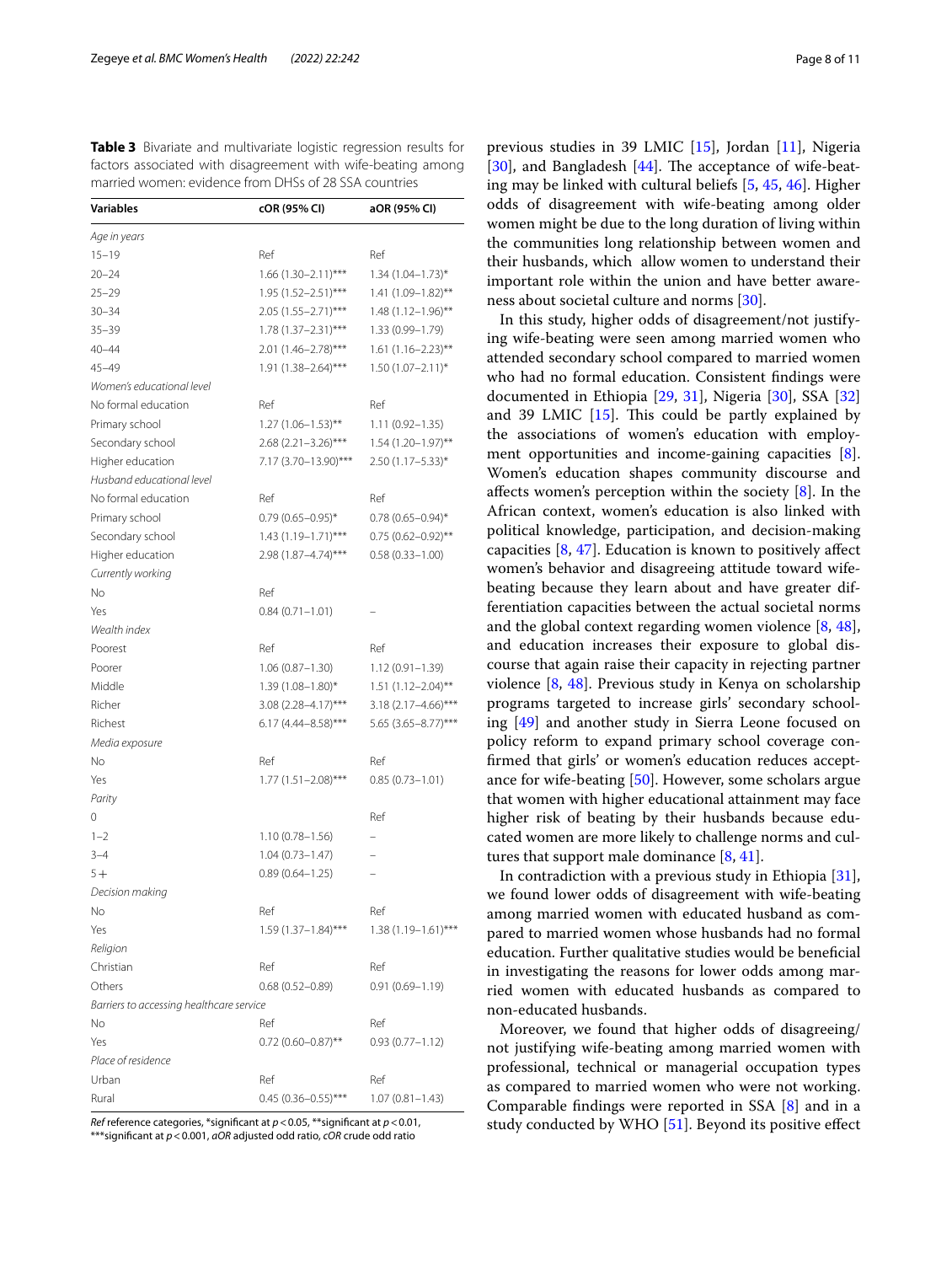**Table 3** Bivariate and multivariate logistic regression results for factors associated with disagreement with wife-beating among married women: evidence from DHSs of 28 SSA countries

| Variables | cOR (95% CI) | aOR (95% CI) |
|---|---|---|
| *Age in years* | | |
| 15–19 | Ref | Ref |
| 20–24 | 1.66 (1.30–2.11)*** | 1.34 (1.04–1.73)* |
| 25–29 | 1.95 (1.52–2.51)*** | 1.41 (1.09–1.82)** |
| 30–34 | 2.05 (1.55–2.71)*** | 1.48 (1.12–1.96)** |
| 35–39 | 1.78 (1.37–2.31)*** | 1.33 (0.99–1.79) |
| 40–44 | 2.01 (1.46–2.78)*** | 1.61 (1.16–2.23)** |
| 45–49 | 1.91 (1.38–2.64)*** | 1.50 (1.07–2.11)* |
| *Women's educational level* | | |
| No formal education | Ref | Ref |
| Primary school | 1.27 (1.06–1.53)** | 1.11 (0.92–1.35) |
| Secondary school | 2.68 (2.21–3.26)*** | 1.54 (1.20–1.97)** |
| Higher education | 7.17 (3.70–13.90)*** | 2.50 (1.17–5.33)* |
| *Husband educational level* | | |
| No formal education | Ref | Ref |
| Primary school | 0.79 (0.65–0.95)* | 0.78 (0.65–0.94)* |
| Secondary school | 1.43 (1.19–1.71)*** | 0.75 (0.62–0.92)** |
| Higher education | 2.98 (1.87–4.74)*** | 0.58 (0.33–1.00) |
| *Currently working* | | |
| No | Ref | |
| Yes | 0.84 (0.71–1.01) | – |
| *Wealth index* | | |
| Poorest | Ref | Ref |
| Poorer | 1.06 (0.87–1.30) | 1.12 (0.91–1.39) |
| Middle | 1.39 (1.08–1.80)* | 1.51 (1.12–2.04)** |
| Richer | 3.08 (2.28–4.17)*** | 3.18 (2.17–4.66)*** |
| Richest | 6.17 (4.44–8.58)*** | 5.65 (3.65–8.77)*** |
| *Media exposure* | | |
| No | Ref | Ref |
| Yes | 1.77 (1.51–2.08)*** | 0.85 (0.73–1.01) |
| *Parity* | | |
| 0 | | Ref |
| 1–2 | 1.10 (0.78–1.56) | – |
| 3–4 | 1.04 (0.73–1.47) | – |
| 5+ | 0.89 (0.64–1.25) | – |
| *Decision making* | | |
| No | Ref | Ref |
| Yes | 1.59 (1.37–1.84)*** | 1.38 (1.19–1.61)*** |
| *Religion* | | |
| Christian | Ref | Ref |
| Others | 0.68 (0.52–0.89) | 0.91 (0.69–1.19) |
| *Barriers to accessing healthcare service* | | |
| No | Ref | Ref |
| Yes | 0.72 (0.60–0.87)** | 0.93 (0.77–1.12) |
| *Place of residence* | | |
| Urban | Ref | Ref |
| Rural | 0.45 (0.36–0.55)*** | 1.07 (0.81–1.43) |

*Ref* reference categories, *significant at $p < 0.05$, **significant at $p < 0.01$, ***significant at $p < 0.001$, *aOR* adjusted odd ratio, *cOR* crude odd ratio

previous studies in 39 LMIC [15], Jordan [11], Nigeria [30], and Bangladesh [44]. The acceptance of wife-beating may be linked with cultural beliefs [5, 45, 46]. Higher odds of disagreement with wife-beating among older women might be due to the long duration of living within the communities long relationship between women and their husbands, which allow women to understand their important role within the union and have better awareness about societal culture and norms [30].

In this study, higher odds of disagreement/not justifying wife-beating were seen among married women who attended secondary school compared to married women who had no formal education. Consistent findings were documented in Ethiopia [29, 31], Nigeria [30], SSA [32] and 39 LMIC [15]. This could be partly explained by the associations of women's education with employment opportunities and income-gaining capacities [8]. Women's education shapes community discourse and affects women's perception within the society [8]. In the African context, women's education is also linked with political knowledge, participation, and decision-making capacities [8, 47]. Education is known to positively affect women's behavior and disagreeing attitude toward wife-beating because they learn about and have greater differentiation capacities between the actual societal norms and the global context regarding women violence [8, 48], and education increases their exposure to global discourse that again raise their capacity in rejecting partner violence [8, 48]. Previous study in Kenya on scholarship programs targeted to increase girls' secondary schooling [49] and another study in Sierra Leone focused on policy reform to expand primary school coverage confirmed that girls' or women's education reduces acceptance for wife-beating [50]. However, some scholars argue that women with higher educational attainment may face higher risk of beating by their husbands because educated women are more likely to challenge norms and cultures that support male dominance [8, 41].

In contradiction with a previous study in Ethiopia [31], we found lower odds of disagreement with wife-beating among married women with educated husband as compared to married women whose husbands had no formal education. Further qualitative studies would be beneficial in investigating the reasons for lower odds among married women with educated husbands as compared to non-educated husbands.

Moreover, we found that higher odds of disagreeing/not justifying wife-beating among married women with professional, technical or managerial occupation types as compared to married women who were not working. Comparable findings were reported in SSA [8] and in a study conducted by WHO [51]. Beyond its positive effect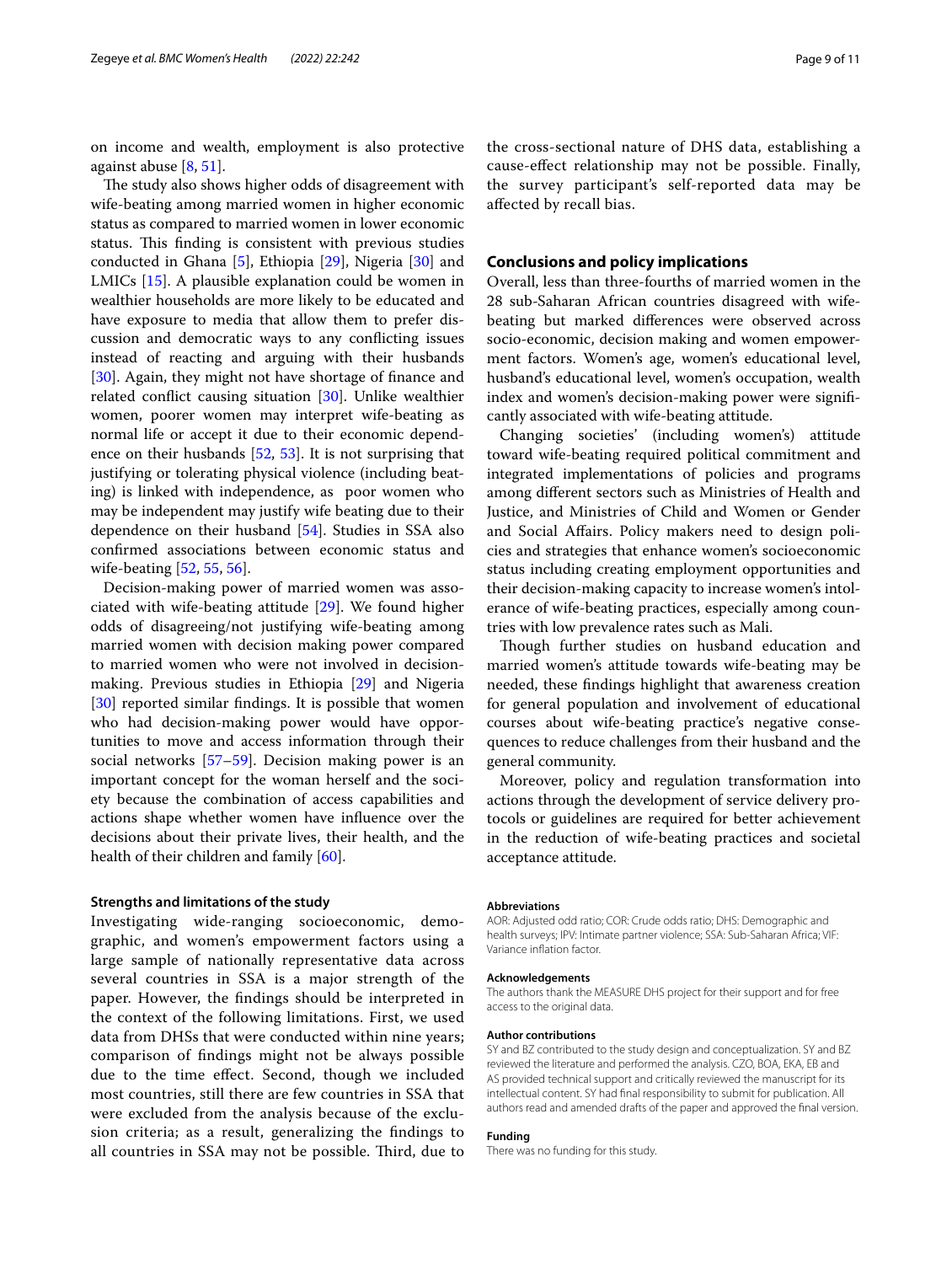on income and wealth, employment is also protective against abuse [8, 51].

The study also shows higher odds of disagreement with wife-beating among married women in higher economic status as compared to married women in lower economic status. This finding is consistent with previous studies conducted in Ghana [5], Ethiopia [29], Nigeria [30] and LMICs [15]. A plausible explanation could be women in wealthier households are more likely to be educated and have exposure to media that allow them to prefer discussion and democratic ways to any conflicting issues instead of reacting and arguing with their husbands [30]. Again, they might not have shortage of finance and related conflict causing situation [30]. Unlike wealthier women, poorer women may interpret wife-beating as normal life or accept it due to their economic dependence on their husbands [52, 53]. It is not surprising that justifying or tolerating physical violence (including beating) is linked with independence, as poor women who may be independent may justify wife beating due to their dependence on their husband [54]. Studies in SSA also confirmed associations between economic status and wife-beating [52, 55, 56].

Decision-making power of married women was associated with wife-beating attitude [29]. We found higher odds of disagreeing/not justifying wife-beating among married women with decision making power compared to married women who were not involved in decision-making. Previous studies in Ethiopia [29] and Nigeria [30] reported similar findings. It is possible that women who had decision-making power would have opportunities to move and access information through their social networks [57–59]. Decision making power is an important concept for the woman herself and the society because the combination of access capabilities and actions shape whether women have influence over the decisions about their private lives, their health, and the health of their children and family [60].

### Strengths and limitations of the study

Investigating wide-ranging socioeconomic, demographic, and women's empowerment factors using a large sample of nationally representative data across several countries in SSA is a major strength of the paper. However, the findings should be interpreted in the context of the following limitations. First, we used data from DHSs that were conducted within nine years; comparison of findings might not be always possible due to the time effect. Second, though we included most countries, still there are few countries in SSA that were excluded from the analysis because of the exclusion criteria; as a result, generalizing the findings to all countries in SSA may not be possible. Third, due to the cross-sectional nature of DHS data, establishing a cause-effect relationship may not be possible. Finally, the survey participant's self-reported data may be affected by recall bias.

## Conclusions and policy implications

Overall, less than three-fourths of married women in the 28 sub-Saharan African countries disagreed with wife-beating but marked differences were observed across socio-economic, decision making and women empowerment factors. Women's age, women's educational level, husband's educational level, women's occupation, wealth index and women's decision-making power were significantly associated with wife-beating attitude.

Changing societies' (including women's) attitude toward wife-beating required political commitment and integrated implementations of policies and programs among different sectors such as Ministries of Health and Justice, and Ministries of Child and Women or Gender and Social Affairs. Policy makers need to design policies and strategies that enhance women's socioeconomic status including creating employment opportunities and their decision-making capacity to increase women's intolerance of wife-beating practices, especially among countries with low prevalence rates such as Mali.

Though further studies on husband education and married women's attitude towards wife-beating may be needed, these findings highlight that awareness creation for general population and involvement of educational courses about wife-beating practice's negative consequences to reduce challenges from their husband and the general community.

Moreover, policy and regulation transformation into actions through the development of service delivery protocols or guidelines are required for better achievement in the reduction of wife-beating practices and societal acceptance attitude.

#### Abbreviations

AOR: Adjusted odd ratio; COR: Crude odds ratio; DHS: Demographic and health surveys; IPV: Intimate partner violence; SSA: Sub-Saharan Africa; VIF: Variance inflation factor.

#### Acknowledgements

The authors thank the MEASURE DHS project for their support and for free access to the original data.

#### Author contributions

SY and BZ contributed to the study design and conceptualization. SY and BZ reviewed the literature and performed the analysis. CZO, BOA, EKA, EB and AS provided technical support and critically reviewed the manuscript for its intellectual content. SY had final responsibility to submit for publication. All authors read and amended drafts of the paper and approved the final version.

#### Funding

There was no funding for this study.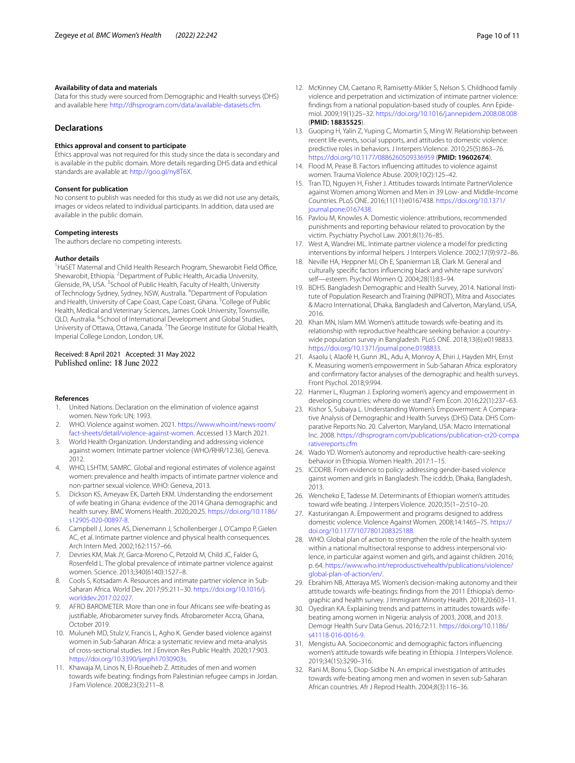### Availability of data and materials

Data for this study were sourced from Demographic and Health surveys (DHS) and available here: http://dhsprogram.com/data/available-datasets.cfm.

## Declarations

### Ethics approval and consent to participate

Ethics approval was not required for this study since the data is secondary and is available in the public domain. More details regarding DHS data and ethical standards are available at: http://goo.gl/ny8T6X.

### Consent for publication

No consent to publish was needed for this study as we did not use any details, images or videos related to individual participants. In addition, data used are available in the public domain.

### Competing interests

The authors declare no competing interests.

### Author details

[1]HaSET Maternal and Child Health Research Program, Shewarobit Field Office, Shewarobit, Ethiopia. [2]Department of Public Health, Arcadia University, Glenside, PA, USA. [3]School of Public Health, Faculty of Health, University of Technology Sydney, Sydney, NSW, Australia. [4]Department of Population and Health, University of Cape Coast, Cape Coast, Ghana. [5]College of Public Health, Medical and Veterinary Sciences, James Cook University, Townsville, QLD, Australia. [6]School of International Development and Global Studies, University of Ottawa, Ottawa, Canada. [7]The George Institute for Global Health, Imperial College London, London, UK.

Received: 8 April 2021 Accepted: 31 May 2022
Published online: 18 June 2022

### References

1. United Nations. Declaration on the elimination of violence against women. New York: UN; 1993.
2. WHO. Violence against women. 2021. https://www.who.int/news-room/fact-sheets/detail/violence-against-women. Accessed 13 March 2021.
3. World Health Organization. Understanding and addressing violence against women: Intimate partner violence (WHO/RHR/12.36), Geneva. 2012.
4. WHO, LSHTM, SAMRC. Global and regional estimates of violence against women: prevalence and health impacts of intimate partner violence and non-partner sexual violence. WHO: Geneva, 2013.
5. Dickson KS, Ameyaw EK, Darteh EKM. Understanding the endorsement of wife beating in Ghana: evidence of the 2014 Ghana demographic and health survey. BMC Womens Health. 2020;20:25. https://doi.org/10.1186/s12905-020-00897-8.
6. Campbell J, Jones AS, Dienemann J, Schollenberger J, O'Campo P, Gielen AC, et al. Intimate partner violence and physical health consequences. Arch Intern Med. 2002;162:1157–66.
7. Devries KM, Mak JY, Garca-Moreno C, Petzold M, Child JC, Falder G, Rosenfeld L. The global prevalence of intimate partner violence against women. Science. 2013;340(6140):1527–8.
8. Cools S, Kotsadam A. Resources and intimate partner violence in Sub-Saharan Africa. World Dev. 2017;95:211–30. https://doi.org/10.1016/j.worlddev.2017.02.027.
9. AFRO BAROMETER. More than one in four Africans see wife-beating as justifiable, Afrobarometer survey finds. Afrobarometer Accra, Ghana, October 2019.
10. Muluneh MD, Stulz V, Francis L, Agho K. Gender based violence against women in Sub-Saharan Africa: a systematic review and meta-analysis of cross-sectional studies. Int J Environ Res Public Health. 2020;17:903. https://doi.org/10.3390/ijerph17030903s.
11. Khawaja M, Linos N, El-Roueiheb Z. Attitudes of men and women towards wife beating: findings from Palestinian refugee camps in Jordan. J Fam Violence. 2008;23(3):211–8.
12. McKinney CM, Caetano R, Ramisetty-Mikler S, Nelson S. Childhood family violence and perpetration and victimization of intimate partner violence: findings from a national population-based study of couples. Ann Epidemiol. 2009;19(1):25–32. https://doi.org/10.1016/j.annepidem.2008.08.008 (**PMID: 18835525**).
13. Guoping H, Yalin Z, Yuping C, Momartin S, Ming W. Relationship between recent life events, social supports, and attitudes to domestic violence: predictive roles in behaviors. J Interpers Violence. 2010;25(5):863–76. https://doi.org/10.1177/0886260509336959 (**PMID: 19602674**).
14. Flood M, Pease B. Factors influencing attitudes to violence against women. Trauma Violence Abuse. 2009;10(2):125–42.
15. Tran TD, Nguyen H, Fisher J. Attitudes towards Intimate PartnerViolence against Women among Women and Men in 39 Low- and Middle-Income Countries. PLoS ONE. 2016;11(11):e0167438. https://doi.org/10.1371/journal.pone.0167438.
16. Pavlou M, Knowles A. Domestic violence: attributions, recommended punishments and reporting behaviour related to provocation by the victim. Psychiatry Psychol Law. 2001;8(1):76–85.
17. West A, Wandrei ML. Intimate partner violence a model for predicting interventions by informal helpers. J Interpers Violence. 2002;17(9):972–86.
18. Neville HA, Heppner MJ, Oh E, Spanierman LB, Clark M. General and culturally specific factors influencing black and white rape survivors' self—esteem. Psychol Women Q. 2004;28(1):83–94.
19. BDHS. Bangladesh Demographic and Health Survey, 2014. National Institute of Population Research and Training (NIPROT), Mitra and Associates & Macro International, Dhaka, Bangladesh and Calverton, Maryland, USA, 2016.
20. Khan MN, Islam MM. Women's attitude towards wife-beating and its relationship with reproductive healthcare seeking behavior: a country-wide population survey in Bangladesh. PLoS ONE. 2018;13(6):e0198833. https://doi.org/10.1371/journal.pone.0198833.
21. Asaolu I, Alaofè H, Gunn JKL, Adu A, Monroy A, Ehiri J, Hayden MH, Ernst K. Measuring women's empowerment in Sub-Saharan Africa: exploratory and confirmatory factor analyses of the demographic and health surveys. Front Psychol. 2018;9:994.
22. Hanmer L, Klugman J. Exploring women's agency and empowerment in developing countries: where do we stand? Fem Econ. 2016;22(1):237–63.
23. Kishor S, Subaiya L. Understanding Women's Empowerment: A Comparative Analysis of Demographic and Health Surveys (DHS) Data. DHS Comparative Reports No. 20. Calverton, Maryland, USA: Macro International Inc. 2008. https://dhsprogram.com/publications/publication-cr20-comparativereports.cfm
24. Wado YD. Women's autonomy and reproductive health-care-seeking behavior in Ethiopia. Women Health. 2017:1–15.
25. ICDDRB. From evidence to policy: addressing gender-based violence gainst women and girls in Bangladesh. The icddr,b, Dhaka, Bangladesh, 2013.
26. Wencheko E, Tadesse M. Determinants of Ethiopian women's attitudes toward wife beating. J Interpers Violence. 2020;35(1–2):510–20.
27. Kasturirangan A. Empowerment and programs designed to address domestic violence. Violence Against Women. 2008;14:1465–75. https://doi.org/10.1177/1077801208325188.
28. WHO. Global plan of action to strengthen the role of the health system within a national multisectoral response to address interpersonal violence, in particular against women and girls, and against children. 2016; p. 64. https://www.who.int/reproductivehealth/publications/violence/global-plan-of-action/en/.
29. Ebrahim NB, Atteraya MS. Women's decision-making autonomy and their attitude towards wife-beatings: findings from the 2011 Ethiopia's demographic and health survey. J Immigrant Minority Health. 2018;20:603–11.
30. Oyediran KA. Explaining trends and patterns in attitudes towards wife-beating among women in Nigeria: analysis of 2003, 2008, and 2013. Demogr Health Surv Data Genus. 2016;72:11. https://doi.org/10.1186/s41118-016-0016-9.
31. Mengistu AA. Socioeconomic and demographic factors influencing women's attitude towards wife beating in Ethiopia. J Interpers Violence. 2019;34(15):3290–316.
32. Rani M, Bonu S, Diop-Sidibe N. An emprical investigation of attitudes towards wife-beating among men and women in seven sub-Saharan African countries. Afr J Reprod Health. 2004;8(3):116–36.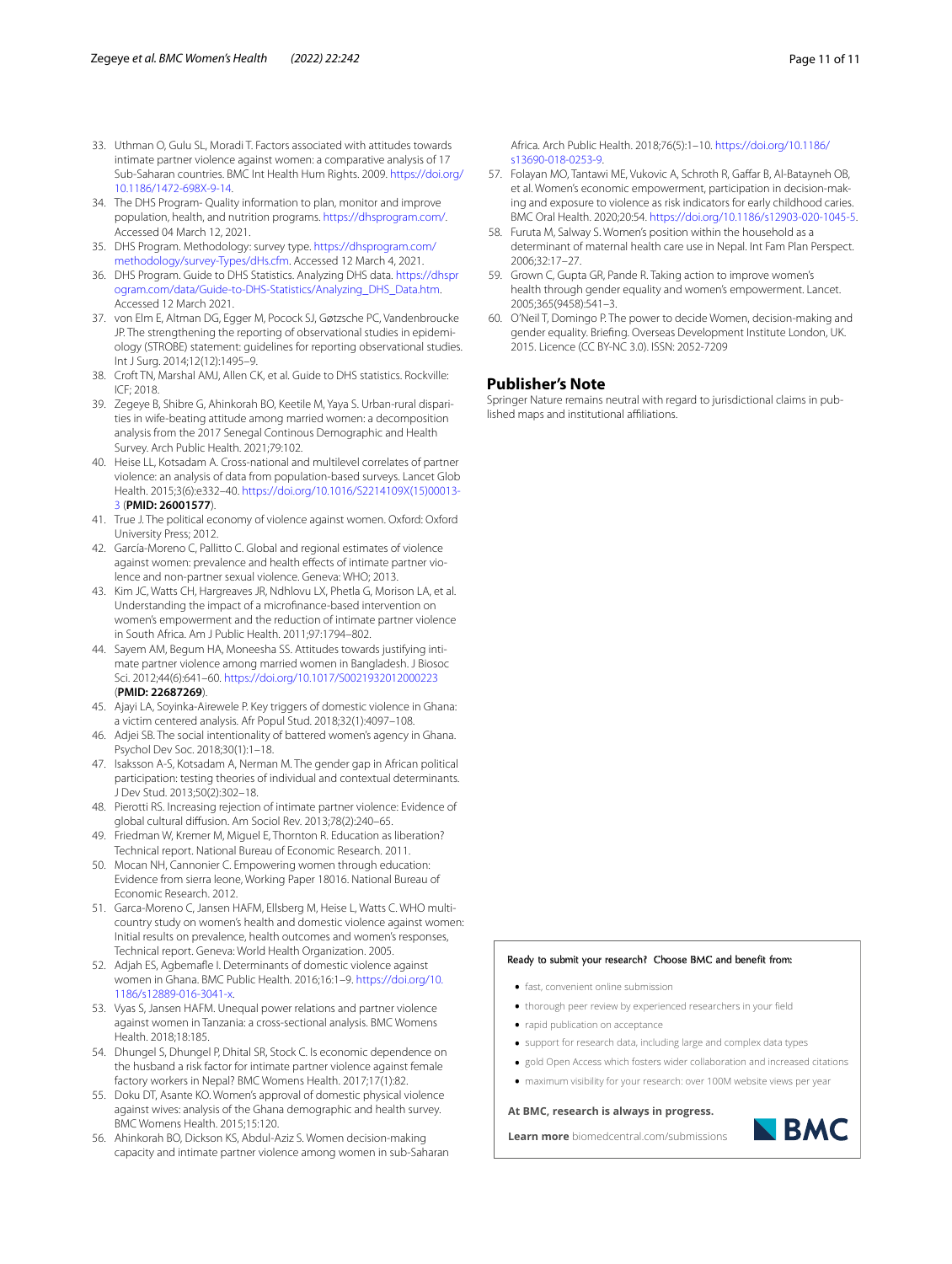33. Uthman O, Gulu SL, Moradi T. Factors associated with attitudes towards intimate partner violence against women: a comparative analysis of 17 Sub-Saharan countries. BMC Int Health Hum Rights. 2009. https://doi.org/10.1186/1472-698X-9-14.
34. The DHS Program- Quality information to plan, monitor and improve population, health, and nutrition programs. https://dhsprogram.com/. Accessed 04 March 12, 2021.
35. DHS Program. Methodology: survey type. https://dhsprogram.com/methodology/survey-Types/dHs.cfm. Accessed 12 March 4, 2021.
36. DHS Program. Guide to DHS Statistics. Analyzing DHS data. https://dhsprogram.com/data/Guide-to-DHS-Statistics/Analyzing_DHS_Data.htm. Accessed 12 March 2021.
37. von Elm E, Altman DG, Egger M, Pocock SJ, Gøtzsche PC, Vandenbroucke JP. The strengthening the reporting of observational studies in epidemiology (STROBE) statement: guidelines for reporting observational studies. Int J Surg. 2014;12(12):1495–9.
38. Croft TN, Marshal AMJ, Allen CK, et al. Guide to DHS statistics. Rockville: ICF; 2018.
39. Zegeye B, Shibre G, Ahinkorah BO, Keetile M, Yaya S. Urban-rural disparities in wife-beating attitude among married women: a decomposition analysis from the 2017 Senegal Continous Demographic and Health Survey. Arch Public Health. 2021;79:102.
40. Heise LL, Kotsadam A. Cross-national and multilevel correlates of partner violence: an analysis of data from population-based surveys. Lancet Glob Health. 2015;3(6):e332–40. https://doi.org/10.1016/S2214109X(15)00013-3 (**PMID: 26001577**).
41. True J. The political economy of violence against women. Oxford: Oxford University Press; 2012.
42. García-Moreno C, Pallitto C. Global and regional estimates of violence against women: prevalence and health effects of intimate partner violence and non-partner sexual violence. Geneva: WHO; 2013.
43. Kim JC, Watts CH, Hargreaves JR, Ndhlovu LX, Phetla G, Morison LA, et al. Understanding the impact of a microfinance-based intervention on women's empowerment and the reduction of intimate partner violence in South Africa. Am J Public Health. 2011;97:1794–802.
44. Sayem AM, Begum HA, Moneesha SS. Attitudes towards justifying intimate partner violence among married women in Bangladesh. J Biosoc Sci. 2012;44(6):641–60. https://doi.org/10.1017/S0021932012000223 (**PMID: 22687269**).
45. Ajayi LA, Soyinka-Airewele P. Key triggers of domestic violence in Ghana: a victim centered analysis. Afr Popul Stud. 2018;32(1):4097–108.
46. Adjei SB. The social intentionality of battered women's agency in Ghana. Psychol Dev Soc. 2018;30(1):1–18.
47. Isaksson A-S, Kotsadam A, Nerman M. The gender gap in African political participation: testing theories of individual and contextual determinants. J Dev Stud. 2013;50(2):302–18.
48. Pierotti RS. Increasing rejection of intimate partner violence: Evidence of global cultural diffusion. Am Sociol Rev. 2013;78(2):240–65.
49. Friedman W, Kremer M, Miguel E, Thornton R. Education as liberation? Technical report. National Bureau of Economic Research. 2011.
50. Mocan NH, Cannonier C. Empowering women through education: Evidence from sierra leone, Working Paper 18016. National Bureau of Economic Research. 2012.
51. Garca-Moreno C, Jansen HAFM, Ellsberg M, Heise L, Watts C. WHO multi-country study on women's health and domestic violence against women: Initial results on prevalence, health outcomes and women's responses, Technical report. Geneva: World Health Organization. 2005.
52. Adjah ES, Agbemafle I. Determinants of domestic violence against women in Ghana. BMC Public Health. 2016;16:1–9. https://doi.org/10.1186/s12889-016-3041-x.
53. Vyas S, Jansen HAFM. Unequal power relations and partner violence against women in Tanzania: a cross-sectional analysis. BMC Womens Health. 2018;18:185.
54. Dhungel S, Dhungel P, Dhital SR, Stock C. Is economic dependence on the husband a risk factor for intimate partner violence against female factory workers in Nepal? BMC Womens Health. 2017;17(1):82.
55. Doku DT, Asante KO. Women's approval of domestic physical violence against wives: analysis of the Ghana demographic and health survey. BMC Womens Health. 2015;15:120.
56. Ahinkorah BO, Dickson KS, Abdul-Aziz S. Women decision-making capacity and intimate partner violence among women in sub-Saharan Africa. Arch Public Health. 2018;76(5):1–10. https://doi.org/10.1186/s13690-018-0253-9.
57. Folayan MO, Tantawi ME, Vukovic A, Schroth R, Gaffar B, Al-Batayneh OB, et al. Women's economic empowerment, participation in decision-making and exposure to violence as risk indicators for early childhood caries. BMC Oral Health. 2020;20:54. https://doi.org/10.1186/s12903-020-1045-5.
58. Furuta M, Salway S. Women's position within the household as a determinant of maternal health care use in Nepal. Int Fam Plan Perspect. 2006;32:17–27.
59. Grown C, Gupta GR, Pande R. Taking action to improve women's health through gender equality and women's empowerment. Lancet. 2005;365(9458):541–3.
60. O'Neil T, Domingo P. The power to decide Women, decision-making and gender equality. Briefing. Overseas Development Institute London, UK. 2015. Licence (CC BY-NC 3.0). ISSN: 2052-7209

## Publisher's Note

Springer Nature remains neutral with regard to jurisdictional claims in published maps and institutional affiliations.

Ready to submit your research? Choose BMC and benefit from:

- fast, convenient online submission
- thorough peer review by experienced researchers in your field
- rapid publication on acceptance
- support for research data, including large and complex data types
- gold Open Access which fosters wider collaboration and increased citations
- maximum visibility for your research: over 100M website views per year

**At BMC, research is always in progress.**

**Learn more** biomedcentral.com/submissions